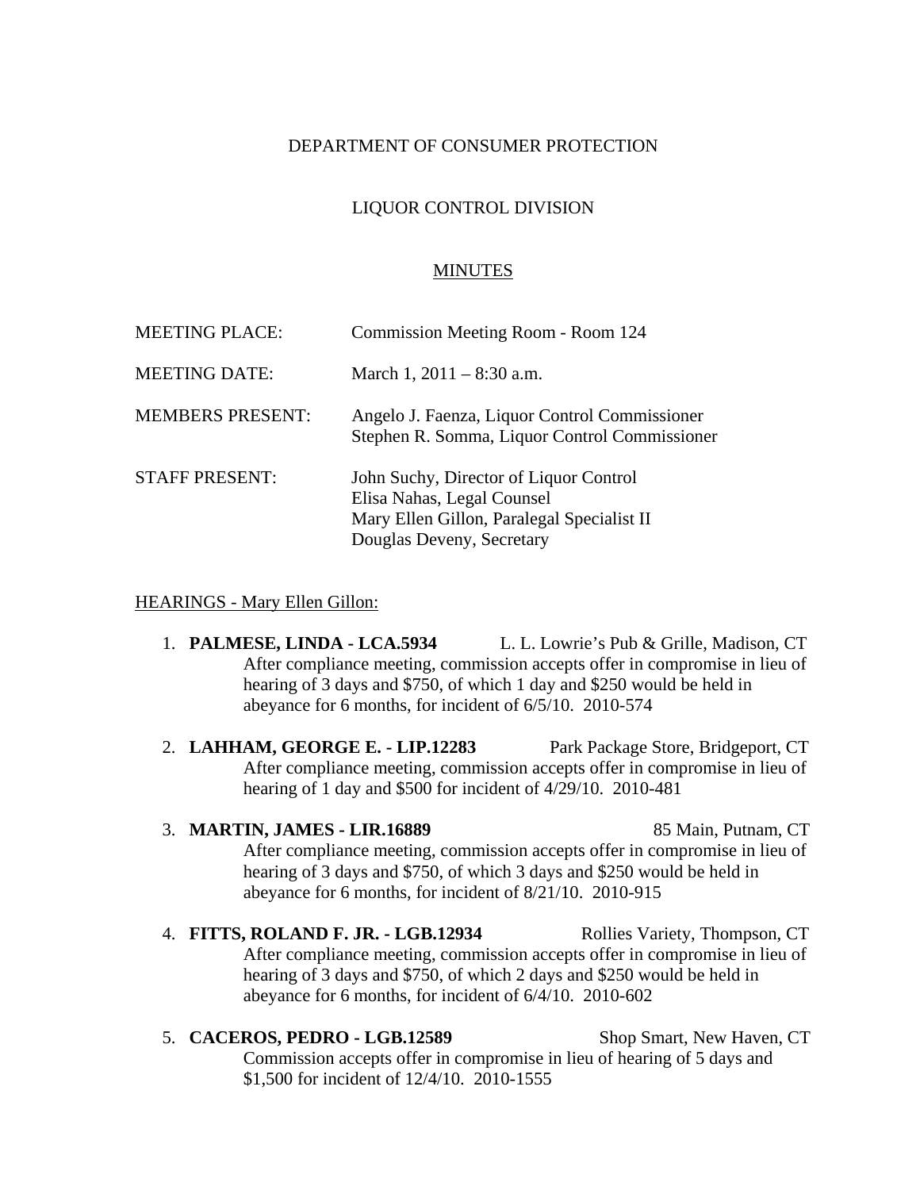DEPARTMENT OF CONSUMER PROTECTION

LIQUOR CONTROL DIVISION

MINUTES

| | |
|---|---|
| MEETING PLACE: | Commission Meeting Room - Room 124 |
| MEETING DATE: | March 1, 2011 – 8:30 a.m. |
| MEMBERS PRESENT: | Angelo J. Faenza, Liquor Control Commissioner<br>Stephen R. Somma, Liquor Control Commissioner |
| STAFF PRESENT: | John Suchy, Director of Liquor Control<br>Elisa Nahas, Legal Counsel<br>Mary Ellen Gillon, Paralegal Specialist II<br>Douglas Deveny, Secretary |

HEARINGS - Mary Ellen Gillon:

1. **PALMESE, LINDA - LCA.5934** L. L. Lowrie's Pub & Grille, Madison, CT
   After compliance meeting, commission accepts offer in compromise in lieu of hearing of 3 days and $750, of which 1 day and $250 would be held in abeyance for 6 months, for incident of 6/5/10. 2010-574

2. **LAHHAM, GEORGE E. - LIP.12283** Park Package Store, Bridgeport, CT
   After compliance meeting, commission accepts offer in compromise in lieu of hearing of 1 day and $500 for incident of 4/29/10. 2010-481

3. **MARTIN, JAMES - LIR.16889** 85 Main, Putnam, CT
   After compliance meeting, commission accepts offer in compromise in lieu of hearing of 3 days and $750, of which 3 days and $250 would be held in abeyance for 6 months, for incident of 8/21/10. 2010-915

4. **FITTS, ROLAND F. JR. - LGB.12934** Rollies Variety, Thompson, CT
   After compliance meeting, commission accepts offer in compromise in lieu of hearing of 3 days and $750, of which 2 days and $250 would be held in abeyance for 6 months, for incident of 6/4/10. 2010-602

5. **CACEROS, PEDRO - LGB.12589** Shop Smart, New Haven, CT
   Commission accepts offer in compromise in lieu of hearing of 5 days and $1,500 for incident of 12/4/10. 2010-1555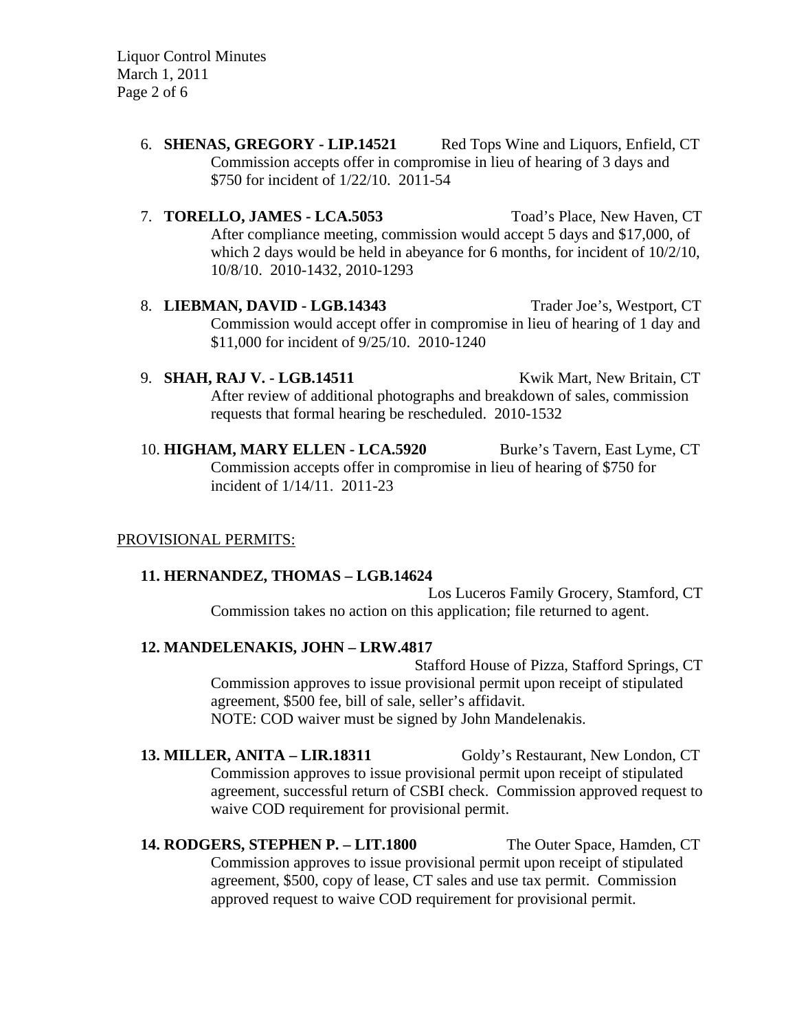6. **SHENAS, GREGORY - LIP.14521** Red Tops Wine and Liquors, Enfield, CT
   Commission accepts offer in compromise in lieu of hearing of 3 days and $750 for incident of 1/22/10. 2011-54

7. **TORELLO, JAMES - LCA.5053** Toad's Place, New Haven, CT
   After compliance meeting, commission would accept 5 days and $17,000, of which 2 days would be held in abeyance for 6 months, for incident of 10/2/10, 10/8/10. 2010-1432, 2010-1293

8. **LIEBMAN, DAVID - LGB.14343** Trader Joe's, Westport, CT
   Commission would accept offer in compromise in lieu of hearing of 1 day and $11,000 for incident of 9/25/10. 2010-1240

9. **SHAH, RAJ V. - LGB.14511** Kwik Mart, New Britain, CT
   After review of additional photographs and breakdown of sales, commission requests that formal hearing be rescheduled. 2010-1532

10. **HIGHAM, MARY ELLEN - LCA.5920** Burke's Tavern, East Lyme, CT
    Commission accepts offer in compromise in lieu of hearing of $750 for incident of 1/14/11. 2011-23

PROVISIONAL PERMITS:

**11. HERNANDEZ, THOMAS – LGB.14624**
Los Luceros Family Grocery, Stamford, CT
Commission takes no action on this application; file returned to agent.

**12. MANDELENAKIS, JOHN – LRW.4817**
Stafford House of Pizza, Stafford Springs, CT
Commission approves to issue provisional permit upon receipt of stipulated agreement, $500 fee, bill of sale, seller's affidavit.
NOTE: COD waiver must be signed by John Mandelenakis.

**13. MILLER, ANITA – LIR.18311** Goldy's Restaurant, New London, CT
Commission approves to issue provisional permit upon receipt of stipulated agreement, successful return of CSBI check. Commission approved request to waive COD requirement for provisional permit.

**14. RODGERS, STEPHEN P. – LIT.1800** The Outer Space, Hamden, CT
Commission approves to issue provisional permit upon receipt of stipulated agreement, $500, copy of lease, CT sales and use tax permit. Commission approved request to waive COD requirement for provisional permit.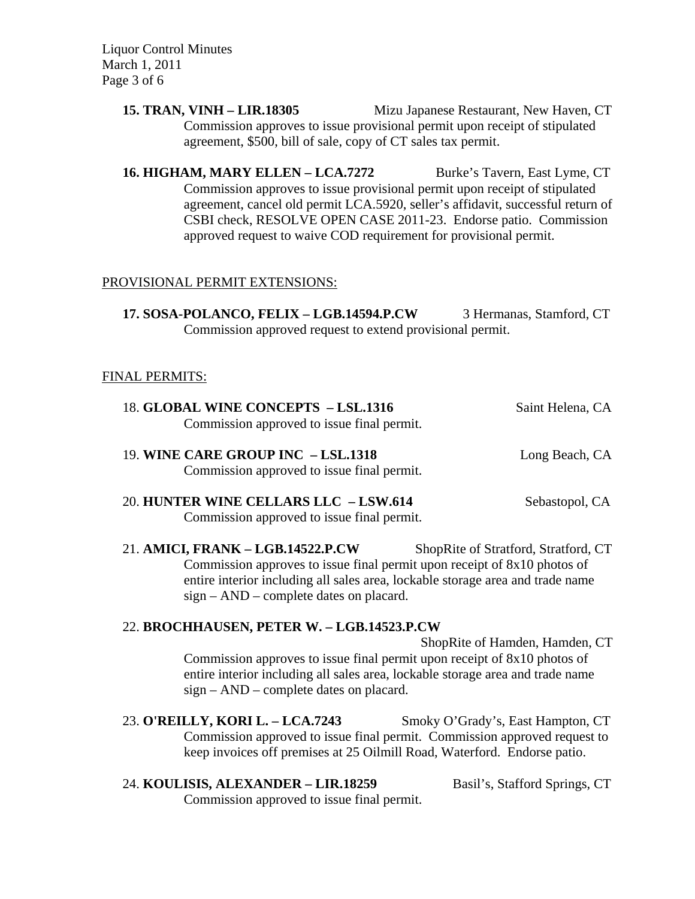**15. TRAN, VINH – LIR.18305** Mizu Japanese Restaurant, New Haven, CT

Commission approves to issue provisional permit upon receipt of stipulated agreement, $500, bill of sale, copy of CT sales tax permit.

**16. HIGHAM, MARY ELLEN – LCA.7272** Burke's Tavern, East Lyme, CT

Commission approves to issue provisional permit upon receipt of stipulated agreement, cancel old permit LCA.5920, seller's affidavit, successful return of CSBI check, RESOLVE OPEN CASE 2011-23. Endorse patio. Commission approved request to waive COD requirement for provisional permit.

PROVISIONAL PERMIT EXTENSIONS:

**17. SOSA-POLANCO, FELIX – LGB.14594.P.CW** 3 Hermanas, Stamford, CT

Commission approved request to extend provisional permit.

FINAL PERMITS:

18. **GLOBAL WINE CONCEPTS – LSL.1316** Saint Helena, CA

Commission approved to issue final permit.

19. **WINE CARE GROUP INC – LSL.1318** Long Beach, CA

Commission approved to issue final permit.

20. **HUNTER WINE CELLARS LLC – LSW.614** Sebastopol, CA

Commission approved to issue final permit.

21. **AMICI, FRANK – LGB.14522.P.CW** ShopRite of Stratford, Stratford, CT

Commission approves to issue final permit upon receipt of 8x10 photos of entire interior including all sales area, lockable storage area and trade name sign – AND – complete dates on placard.

22. **BROCHHAUSEN, PETER W. – LGB.14523.P.CW**

ShopRite of Hamden, Hamden, CT

Commission approves to issue final permit upon receipt of 8x10 photos of entire interior including all sales area, lockable storage area and trade name sign – AND – complete dates on placard.

23. **O'REILLY, KORI L. – LCA.7243** Smoky O'Grady's, East Hampton, CT

Commission approved to issue final permit. Commission approved request to keep invoices off premises at 25 Oilmill Road, Waterford. Endorse patio.

24. **KOULISIS, ALEXANDER – LIR.18259** Basil's, Stafford Springs, CT

Commission approved to issue final permit.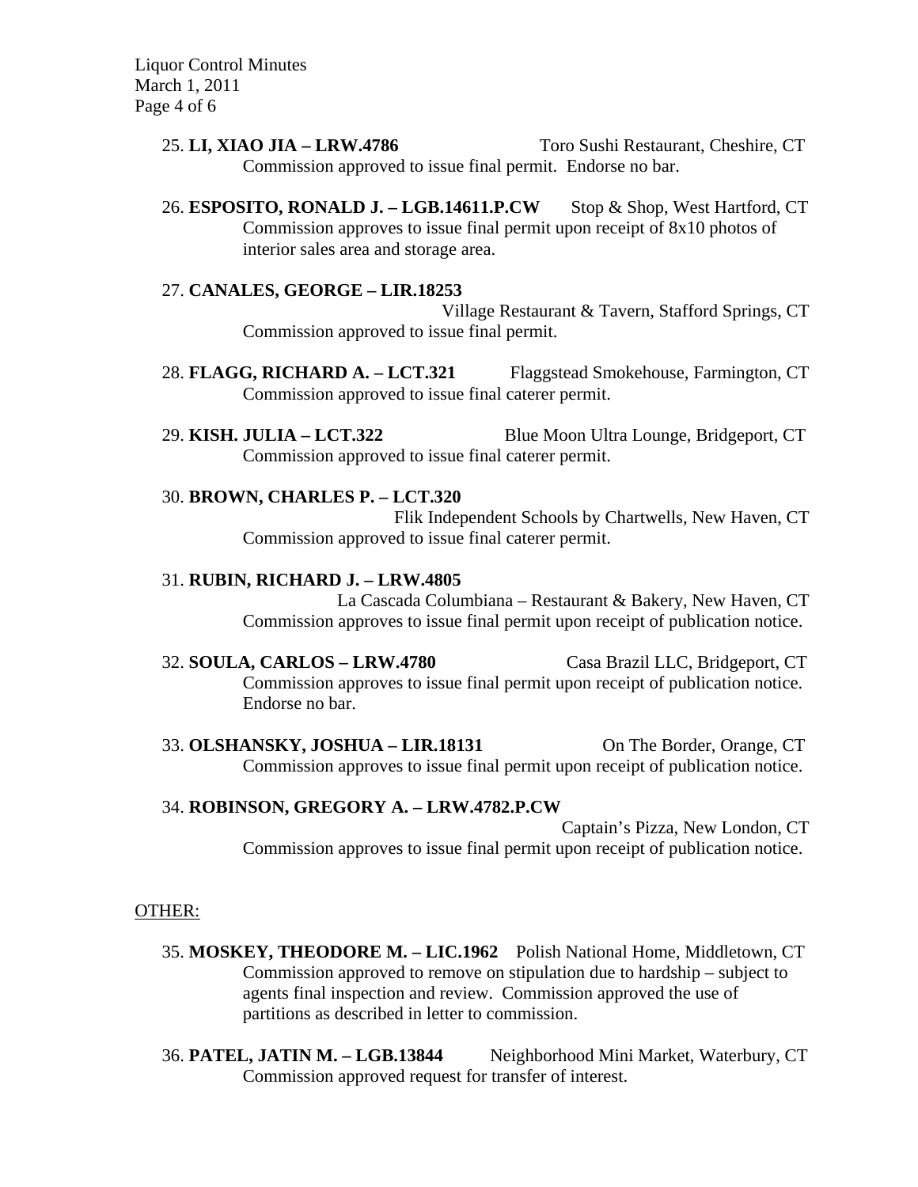25. **LI, XIAO JIA – LRW.4786** Toro Sushi Restaurant, Cheshire, CT
    Commission approved to issue final permit. Endorse no bar.

26. **ESPOSITO, RONALD J. – LGB.14611.P.CW** Stop & Shop, West Hartford, CT
    Commission approves to issue final permit upon receipt of 8x10 photos of interior sales area and storage area.

27. **CANALES, GEORGE – LIR.18253**
    Village Restaurant & Tavern, Stafford Springs, CT
    Commission approved to issue final permit.

28. **FLAGG, RICHARD A. – LCT.321** Flaggstead Smokehouse, Farmington, CT
    Commission approved to issue final caterer permit.

29. **KISH. JULIA – LCT.322** Blue Moon Ultra Lounge, Bridgeport, CT
    Commission approved to issue final caterer permit.

30. **BROWN, CHARLES P. – LCT.320**
    Flik Independent Schools by Chartwells, New Haven, CT
    Commission approved to issue final caterer permit.

31. **RUBIN, RICHARD J. – LRW.4805**
    La Cascada Columbiana – Restaurant & Bakery, New Haven, CT
    Commission approves to issue final permit upon receipt of publication notice.

32. **SOULA, CARLOS – LRW.4780** Casa Brazil LLC, Bridgeport, CT
    Commission approves to issue final permit upon receipt of publication notice. Endorse no bar.

33. **OLSHANSKY, JOSHUA – LIR.18131** On The Border, Orange, CT
    Commission approves to issue final permit upon receipt of publication notice.

34. **ROBINSON, GREGORY A. – LRW.4782.P.CW**
    Captain's Pizza, New London, CT
    Commission approves to issue final permit upon receipt of publication notice.

OTHER:

35. **MOSKEY, THEODORE M. – LIC.1962** Polish National Home, Middletown, CT
    Commission approved to remove on stipulation due to hardship – subject to agents final inspection and review. Commission approved the use of partitions as described in letter to commission.

36. **PATEL, JATIN M. – LGB.13844** Neighborhood Mini Market, Waterbury, CT
    Commission approved request for transfer of interest.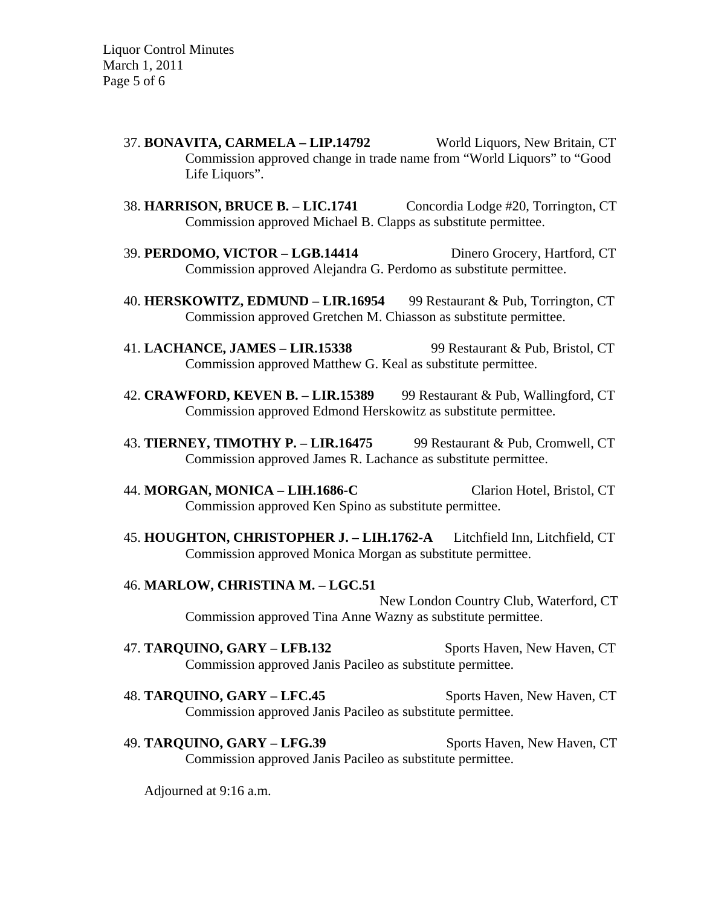37. **BONAVITA, CARMELA – LIP.14792** World Liquors, New Britain, CT
    Commission approved change in trade name from "World Liquors" to "Good Life Liquors".

38. **HARRISON, BRUCE B. – LIC.1741** Concordia Lodge #20, Torrington, CT
    Commission approved Michael B. Clapps as substitute permittee.

39. **PERDOMO, VICTOR – LGB.14414** Dinero Grocery, Hartford, CT
    Commission approved Alejandra G. Perdomo as substitute permittee.

40. **HERSKOWITZ, EDMUND – LIR.16954** 99 Restaurant & Pub, Torrington, CT
    Commission approved Gretchen M. Chiasson as substitute permittee.

41. **LACHANCE, JAMES – LIR.15338** 99 Restaurant & Pub, Bristol, CT
    Commission approved Matthew G. Keal as substitute permittee.

42. **CRAWFORD, KEVEN B. – LIR.15389** 99 Restaurant & Pub, Wallingford, CT
    Commission approved Edmond Herskowitz as substitute permittee.

43. **TIERNEY, TIMOTHY P. – LIR.16475** 99 Restaurant & Pub, Cromwell, CT
    Commission approved James R. Lachance as substitute permittee.

44. **MORGAN, MONICA – LIH.1686-C** Clarion Hotel, Bristol, CT
    Commission approved Ken Spino as substitute permittee.

45. **HOUGHTON, CHRISTOPHER J. – LIH.1762-A** Litchfield Inn, Litchfield, CT
    Commission approved Monica Morgan as substitute permittee.

46. **MARLOW, CHRISTINA M. – LGC.51**
    New London Country Club, Waterford, CT
    Commission approved Tina Anne Wazny as substitute permittee.

47. **TARQUINO, GARY – LFB.132** Sports Haven, New Haven, CT
    Commission approved Janis Pacileo as substitute permittee.

48. **TARQUINO, GARY – LFC.45** Sports Haven, New Haven, CT
    Commission approved Janis Pacileo as substitute permittee.

49. **TARQUINO, GARY – LFG.39** Sports Haven, New Haven, CT
    Commission approved Janis Pacileo as substitute permittee.

Adjourned at 9:16 a.m.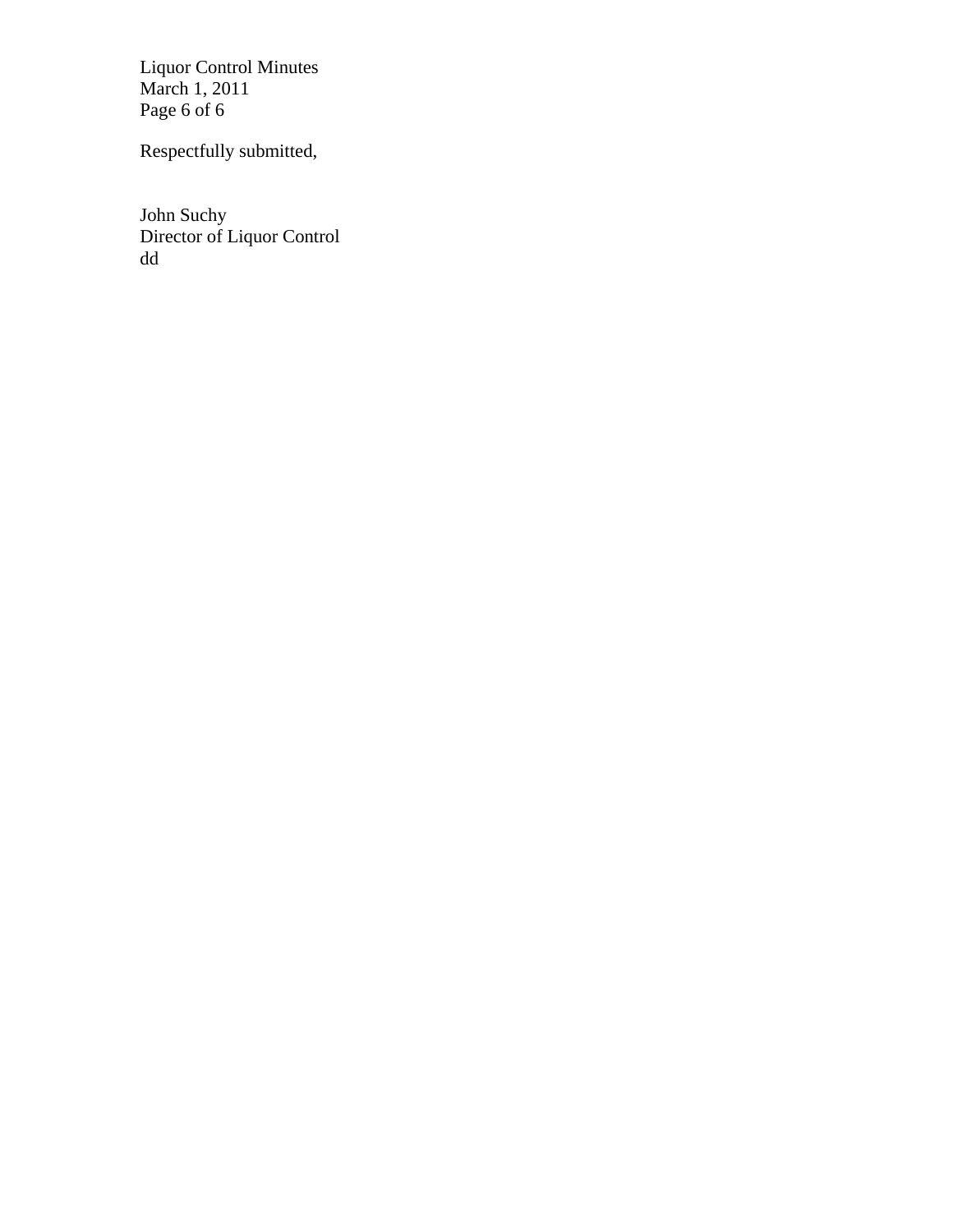Respectfully submitted,

John Suchy
Director of Liquor Control
dd